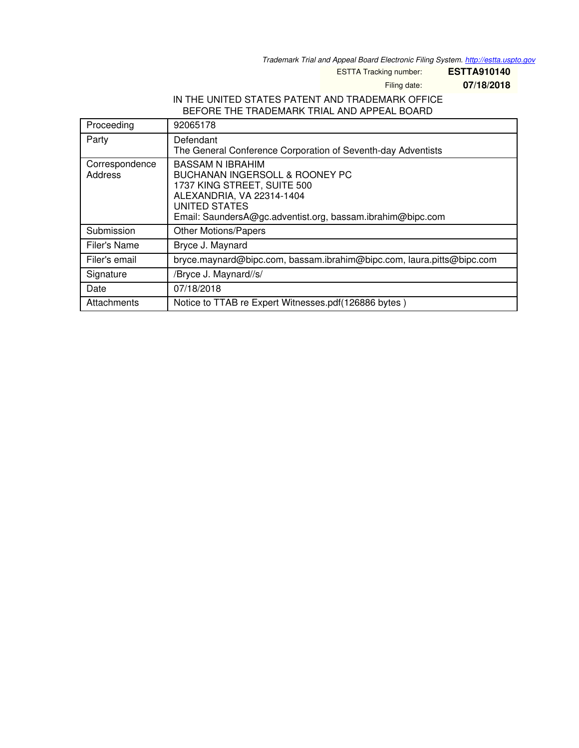Trademark Trial and Appeal Board Electronic Filing System. http://estta.uspto.gov

ESTTA Tracking number: **ESTTA910140**

Filing date: **07/18/2018**

IN THE UNITED STATES PATENT AND TRADEMARK OFFICE
BEFORE THE TRADEMARK TRIAL AND APPEAL BOARD

| Proceeding | 92065178 |
|---|---|
| Party | Defendant<br>The General Conference Corporation of Seventh-day Adventists |
| Correspondence Address | BASSAM N IBRAHIM<br>BUCHANAN INGERSOLL & ROONEY PC<br>1737 KING STREET, SUITE 500<br>ALEXANDRIA, VA 22314-1404<br>UNITED STATES<br>Email: SaundersA@gc.adventist.org, bassam.ibrahim@bipc.com |
| Submission | Other Motions/Papers |
| Filer's Name | Bryce J. Maynard |
| Filer's email | bryce.maynard@bipc.com, bassam.ibrahim@bipc.com, laura.pitts@bipc.com |
| Signature | /Bryce J. Maynard//s/ |
| Date | 07/18/2018 |
| Attachments | Notice to TTAB re Expert Witnesses.pdf(126886 bytes ) |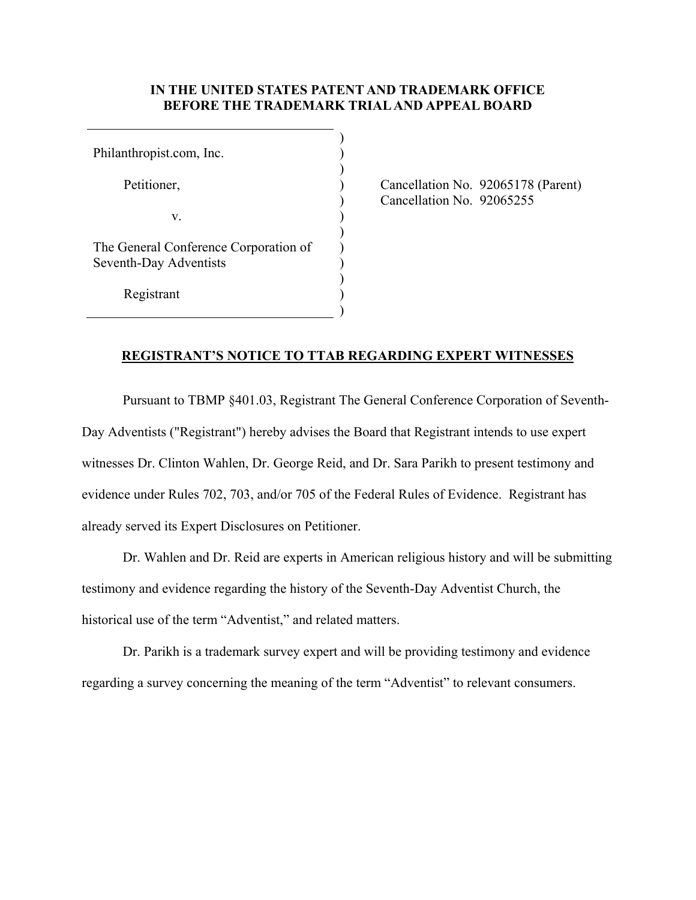**IN THE UNITED STATES PATENT AND TRADEMARK OFFICE**
**BEFORE THE TRADEMARK TRIAL AND APPEAL BOARD**

| | |
|---|---|
| Philanthropist.com, Inc.<br><br>Petitioner,<br><br>v.<br><br>The General Conference Corporation of Seventh-Day Adventists<br><br>Registrant | Cancellation No. 92065178 (Parent)<br>Cancellation No. 92065255 |

**REGISTRANT'S NOTICE TO TTAB REGARDING EXPERT WITNESSES**

Pursuant to TBMP §401.03, Registrant The General Conference Corporation of Seventh-Day Adventists ("Registrant") hereby advises the Board that Registrant intends to use expert witnesses Dr. Clinton Wahlen, Dr. George Reid, and Dr. Sara Parikh to present testimony and evidence under Rules 702, 703, and/or 705 of the Federal Rules of Evidence. Registrant has already served its Expert Disclosures on Petitioner.

Dr. Wahlen and Dr. Reid are experts in American religious history and will be submitting testimony and evidence regarding the history of the Seventh-Day Adventist Church, the historical use of the term "Adventist," and related matters.

Dr. Parikh is a trademark survey expert and will be providing testimony and evidence regarding a survey concerning the meaning of the term "Adventist" to relevant consumers.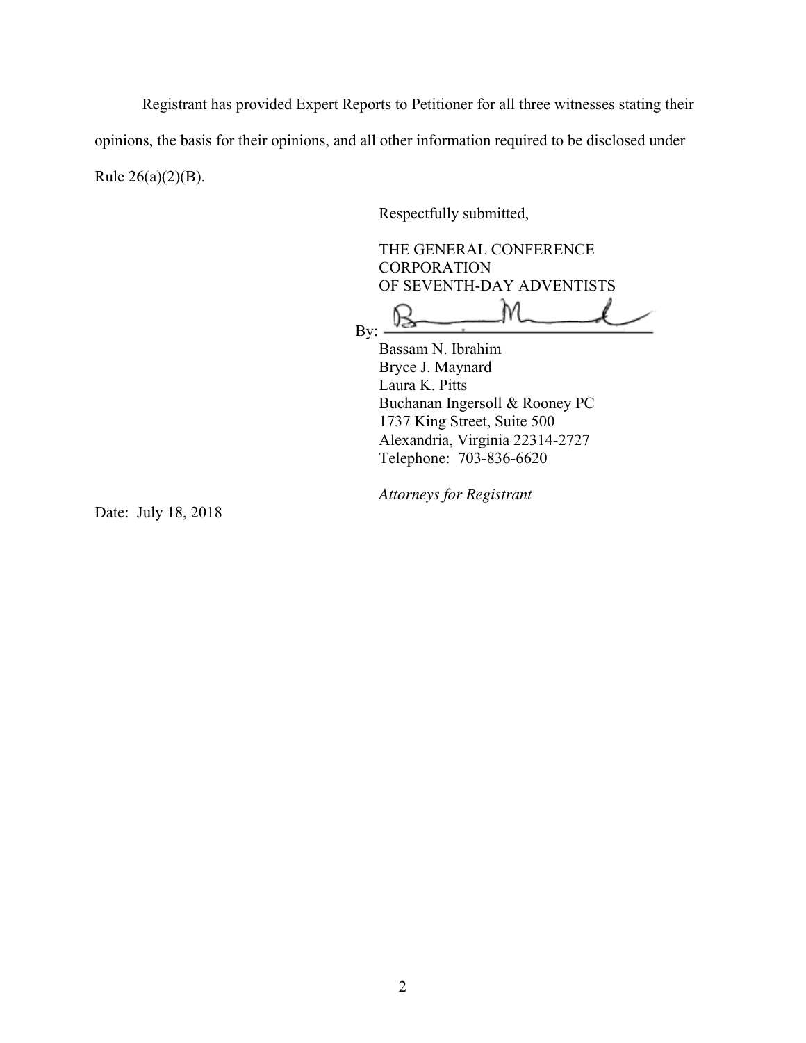Registrant has provided Expert Reports to Petitioner for all three witnesses stating their opinions, the basis for their opinions, and all other information required to be disclosed under Rule 26(a)(2)(B).

Respectfully submitted,

THE GENERAL CONFERENCE
CORPORATION
OF SEVENTH-DAY ADVENTISTS

By: ______________________________

Bassam N. Ibrahim
Bryce J. Maynard
Laura K. Pitts
Buchanan Ingersoll & Rooney PC
1737 King Street, Suite 500
Alexandria, Virginia 22314-2727
Telephone: 703-836-6620

*Attorneys for Registrant*

Date: July 18, 2018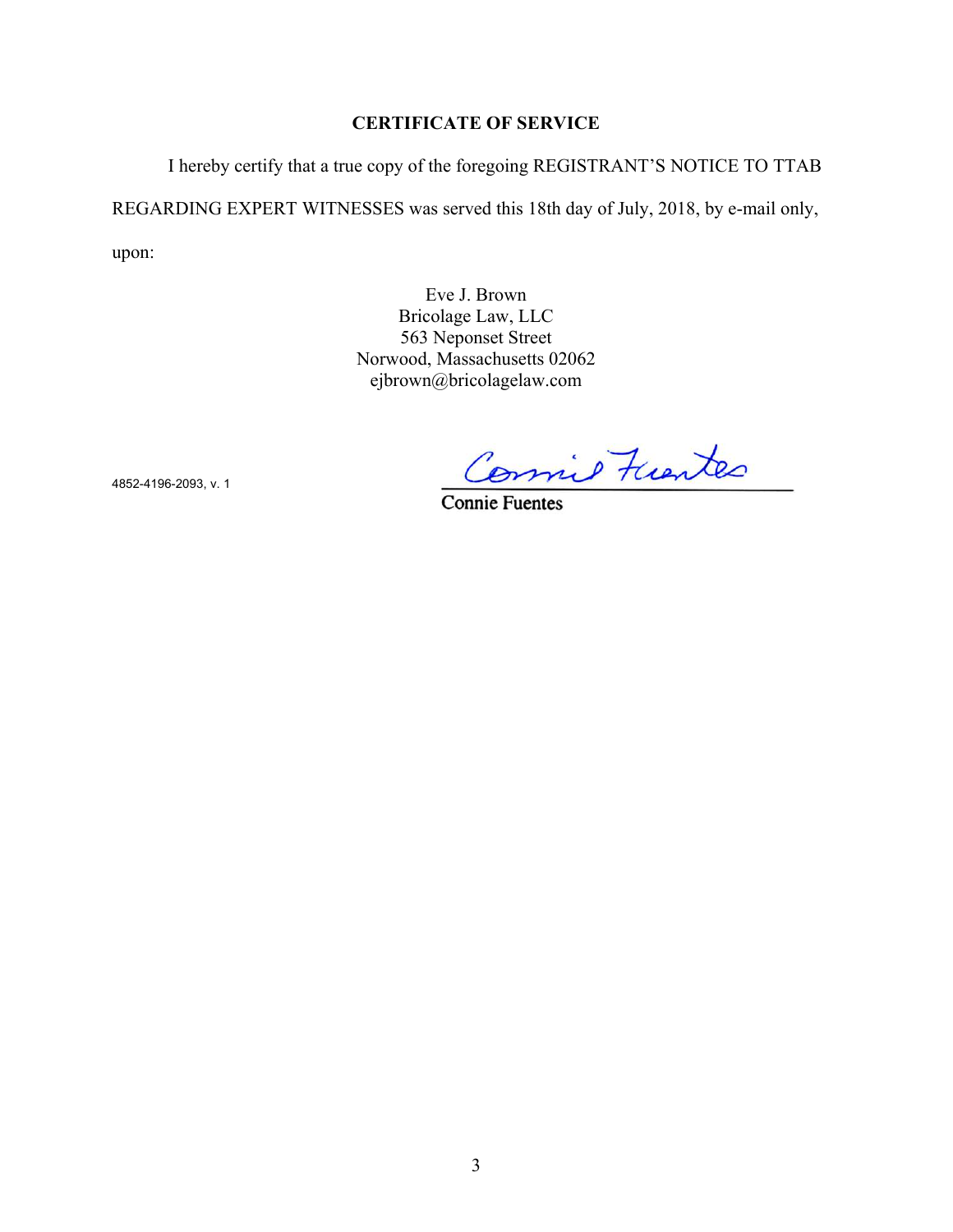**CERTIFICATE OF SERVICE**

I hereby certify that a true copy of the foregoing REGISTRANT'S NOTICE TO TTAB REGARDING EXPERT WITNESSES was served this 18th day of July, 2018, by e-mail only, upon:

Eve J. Brown
Bricolage Law, LLC
563 Neponset Street
Norwood, Massachusetts 02062
ejbrown@bricolagelaw.com

4852-4196-2093, v. 1

Connie Fuentes

Connie Fuentes